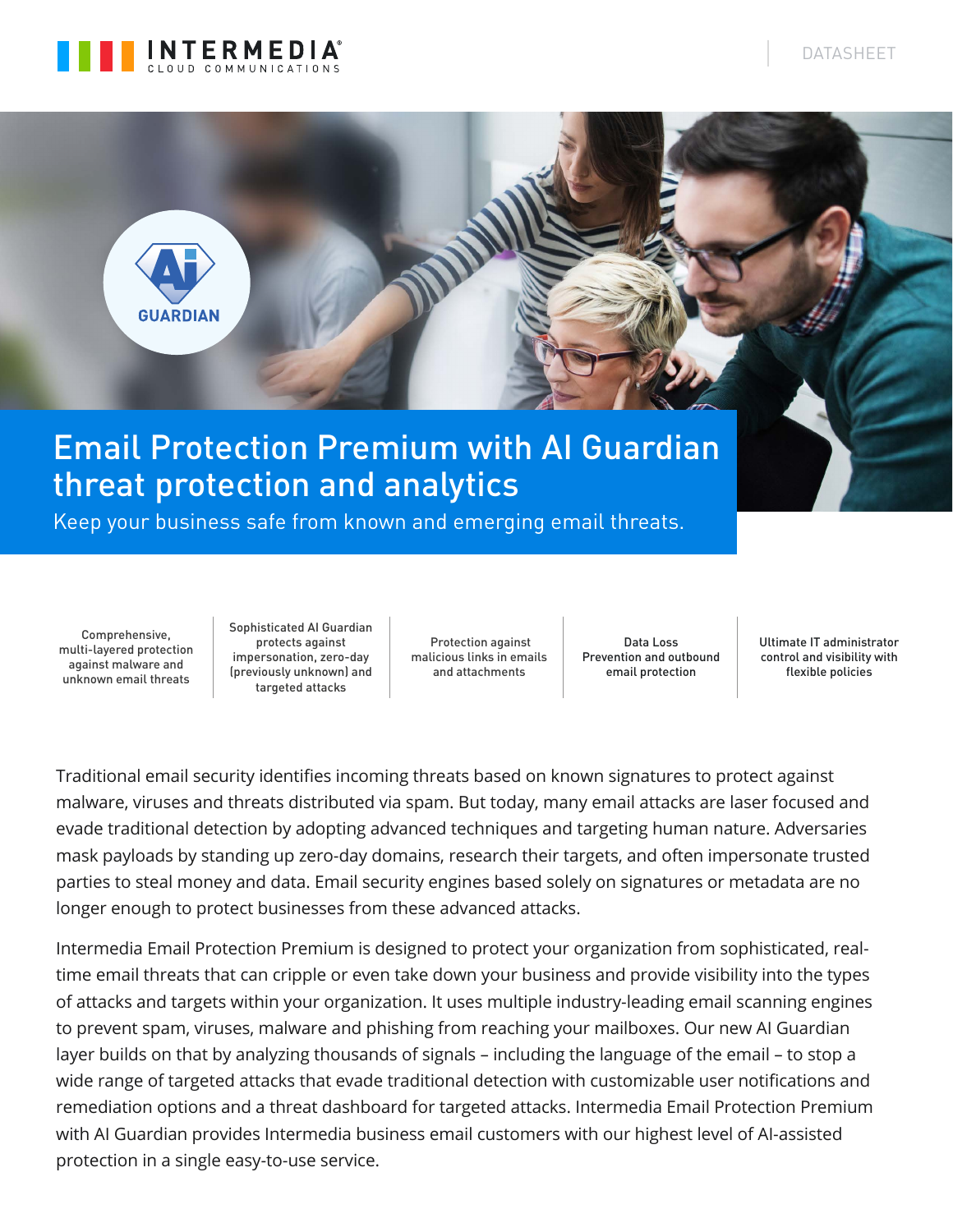DATASHEET

# Email Protection Premium with AI Guardian threat protection and analytics

Keep your business safe from known and emerging email threats.

| Comprehensive, multi-layered protection against malware and unknown email threats | Sophisticated AI Guardian protects against impersonation, zero-day (previously unknown) and targeted attacks | Protection against malicious links in emails and attachments | Data Loss Prevention and outbound email protection | Ultimate IT administrator control and visibility with flexible policies |
|---|---|---|---|---|

Traditional email security identifies incoming threats based on known signatures to protect against malware, viruses and threats distributed via spam. But today, many email attacks are laser focused and evade traditional detection by adopting advanced techniques and targeting human nature. Adversaries mask payloads by standing up zero-day domains, research their targets, and often impersonate trusted parties to steal money and data. Email security engines based solely on signatures or metadata are no longer enough to protect businesses from these advanced attacks.

Intermedia Email Protection Premium is designed to protect your organization from sophisticated, real-time email threats that can cripple or even take down your business and provide visibility into the types of attacks and targets within your organization. It uses multiple industry-leading email scanning engines to prevent spam, viruses, malware and phishing from reaching your mailboxes. Our new AI Guardian layer builds on that by analyzing thousands of signals – including the language of the email – to stop a wide range of targeted attacks that evade traditional detection with customizable user notifications and remediation options and a threat dashboard for targeted attacks. Intermedia Email Protection Premium with AI Guardian provides Intermedia business email customers with our highest level of AI-assisted protection in a single easy-to-use service.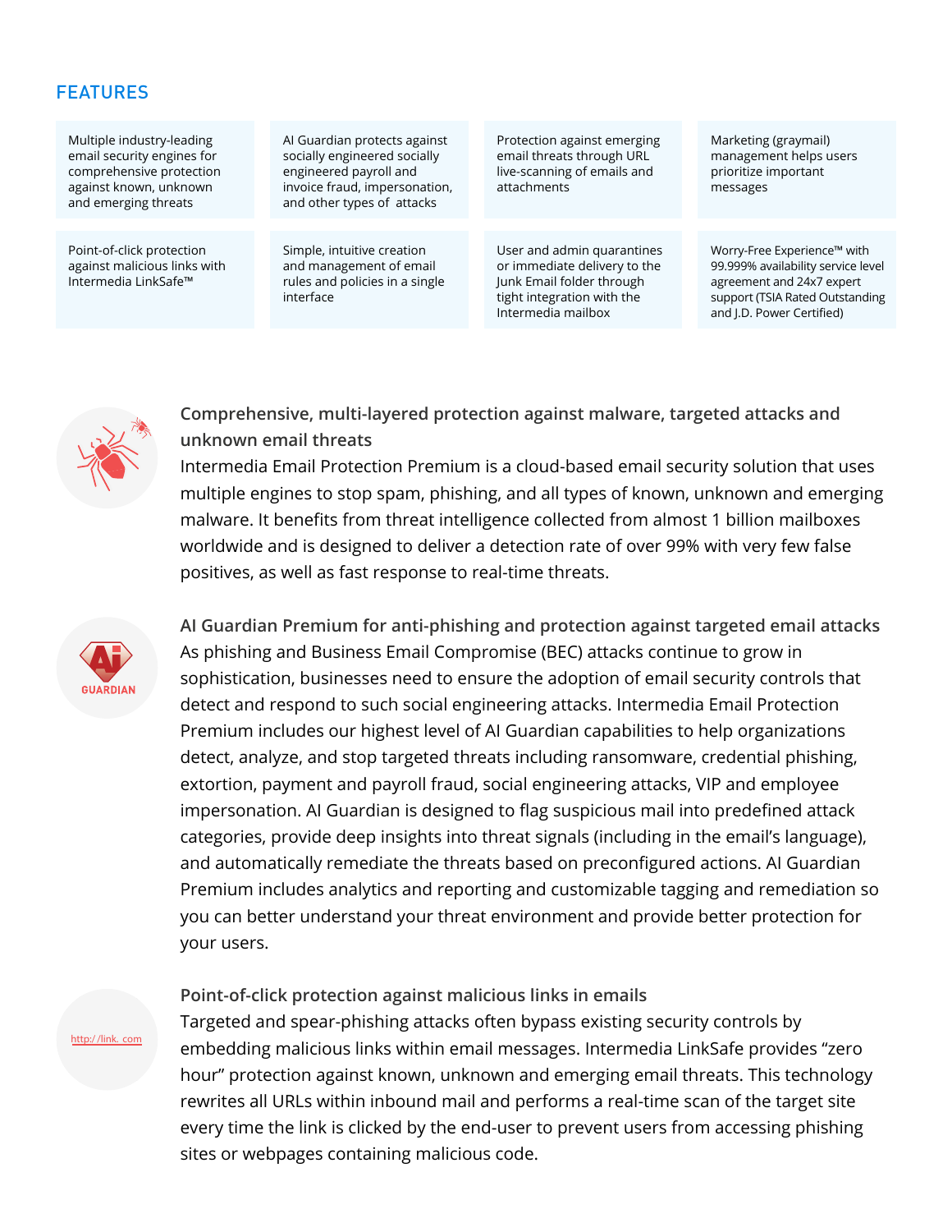## FEATURES

| | | | |
|---|---|---|---|
| Multiple industry-leading email security engines for comprehensive protection against known, unknown and emerging threats | AI Guardian protects against socially engineered socially engineered payroll and invoice fraud, impersonation, and other types of attacks | Protection against emerging email threats through URL live-scanning of emails and attachments | Marketing (graymail) management helps users prioritize important messages |
| Point-of-click protection against malicious links with Intermedia LinkSafe™ | Simple, intuitive creation and management of email rules and policies in a single interface | User and admin quarantines or immediate delivery to the Junk Email folder through tight integration with the Intermedia mailbox | Worry-Free Experience™ with 99.999% availability service level agreement and 24x7 expert support (TSIA Rated Outstanding and J.D. Power Certified) |

### Comprehensive, multi-layered protection against malware, targeted attacks and unknown email threats

Intermedia Email Protection Premium is a cloud-based email security solution that uses multiple engines to stop spam, phishing, and all types of known, unknown and emerging malware. It benefits from threat intelligence collected from almost 1 billion mailboxes worldwide and is designed to deliver a detection rate of over 99% with very few false positives, as well as fast response to real-time threats.

### AI Guardian Premium for anti-phishing and protection against targeted email attacks

As phishing and Business Email Compromise (BEC) attacks continue to grow in sophistication, businesses need to ensure the adoption of email security controls that detect and respond to such social engineering attacks. Intermedia Email Protection Premium includes our highest level of AI Guardian capabilities to help organizations detect, analyze, and stop targeted threats including ransomware, credential phishing, extortion, payment and payroll fraud, social engineering attacks, VIP and employee impersonation. AI Guardian is designed to flag suspicious mail into predefined attack categories, provide deep insights into threat signals (including in the email's language), and automatically remediate the threats based on preconfigured actions. AI Guardian Premium includes analytics and reporting and customizable tagging and remediation so you can better understand your threat environment and provide better protection for your users.

### Point-of-click protection against malicious links in emails

Targeted and spear-phishing attacks often bypass existing security controls by embedding malicious links within email messages. Intermedia LinkSafe provides "zero hour" protection against known, unknown and emerging email threats. This technology rewrites all URLs within inbound mail and performs a real-time scan of the target site every time the link is clicked by the end-user to prevent users from accessing phishing sites or webpages containing malicious code.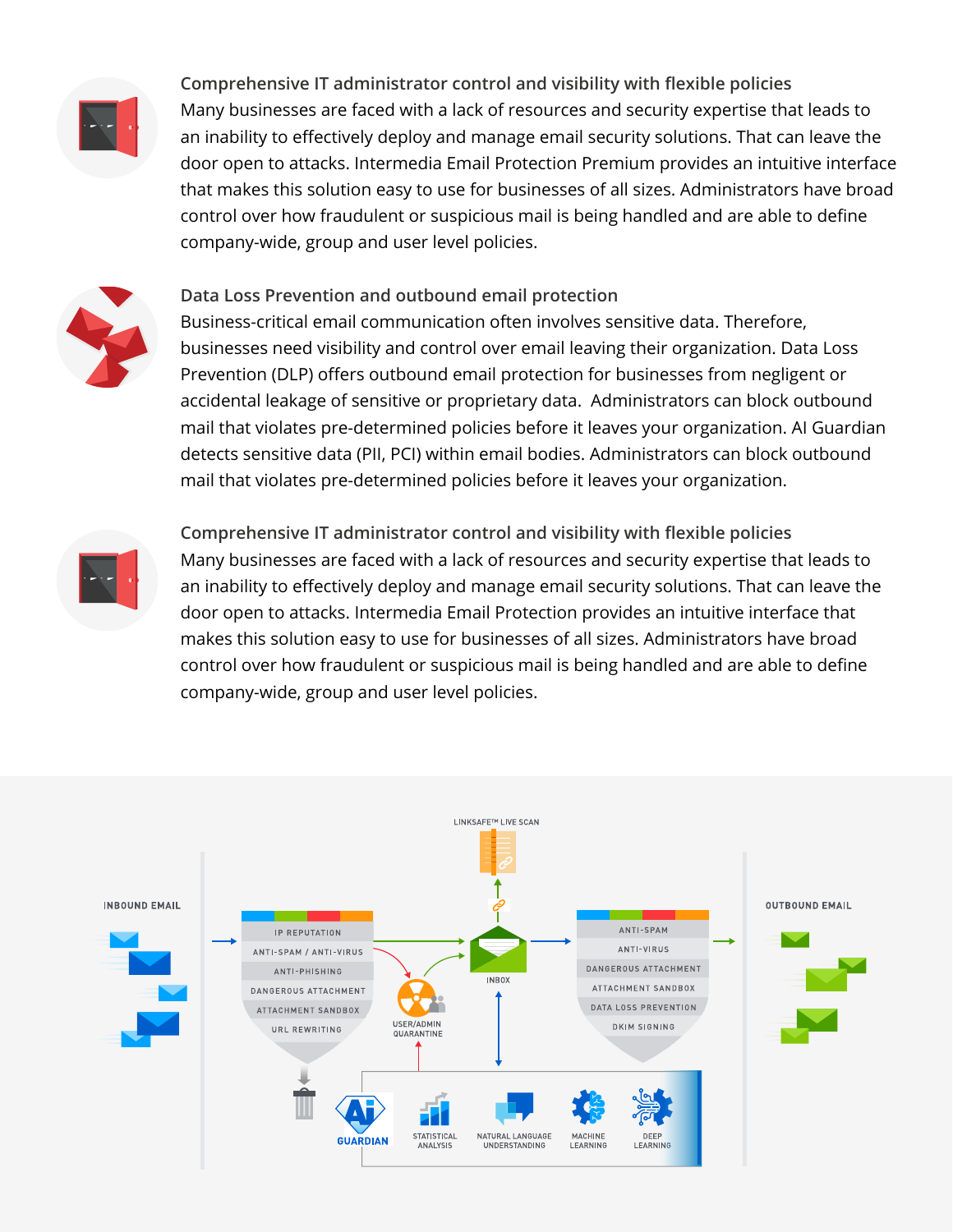### Comprehensive IT administrator control and visibility with flexible policies

Many businesses are faced with a lack of resources and security expertise that leads to an inability to effectively deploy and manage email security solutions. That can leave the door open to attacks. Intermedia Email Protection Premium provides an intuitive interface that makes this solution easy to use for businesses of all sizes. Administrators have broad control over how fraudulent or suspicious mail is being handled and are able to define company-wide, group and user level policies.

### Data Loss Prevention and outbound email protection

Business-critical email communication often involves sensitive data. Therefore, businesses need visibility and control over email leaving their organization. Data Loss Prevention (DLP) offers outbound email protection for businesses from negligent or accidental leakage of sensitive or proprietary data. Administrators can block outbound mail that violates pre-determined policies before it leaves your organization. AI Guardian detects sensitive data (PII, PCI) within email bodies. Administrators can block outbound mail that violates pre-determined policies before it leaves your organization.

### Comprehensive IT administrator control and visibility with flexible policies

Many businesses are faced with a lack of resources and security expertise that leads to an inability to effectively deploy and manage email security solutions. That can leave the door open to attacks. Intermedia Email Protection provides an intuitive interface that makes this solution easy to use for businesses of all sizes. Administrators have broad control over how fraudulent or suspicious mail is being handled and are able to define company-wide, group and user level policies.

INBOUND EMAIL

- IP REPUTATION
- ANTI-SPAM / ANTI-VIRUS
- ANTI-PHISHING
- DANGEROUS ATTACHMENT
- ATTACHMENT SANDBOX
- URL REWRITING

LINKSAFE™ LIVE SCAN

USER/ADMIN QUARANTINE

INBOX

- ANTI-SPAM
- ANTI-VIRUS
- DANGEROUS ATTACHMENT
- ATTACHMENT SANDBOX
- DATA LOSS PREVENTION
- DKIM SIGNING

OUTBOUND EMAIL

AI GUARDIAN · STATISTICAL ANALYSIS · NATURAL LANGUAGE UNDERSTANDING · MACHINE LEARNING · DEEP LEARNING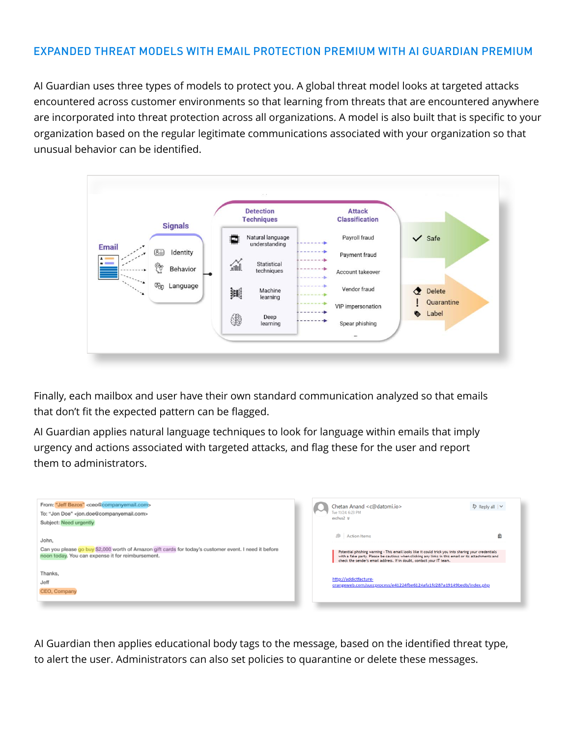## EXPANDED THREAT MODELS WITH EMAIL PROTECTION PREMIUM WITH AI GUARDIAN PREMIUM

AI Guardian uses three types of models to protect you. A global threat model looks at targeted attacks encountered across customer environments so that learning from threats that are encountered anywhere are incorporated into threat protection across all organizations. A model is also built that is specific to your organization based on the regular legitimate communications associated with your organization so that unusual behavior can be identified.

Finally, each mailbox and user have their own standard communication analyzed so that emails that don't fit the expected pattern can be flagged.

AI Guardian applies natural language techniques to look for language within emails that imply urgency and actions associated with targeted attacks, and flag these for the user and report them to administrators.

AI Guardian then applies educational body tags to the message, based on the identified threat type, to alert the user. Administrators can also set policies to quarantine or delete these messages.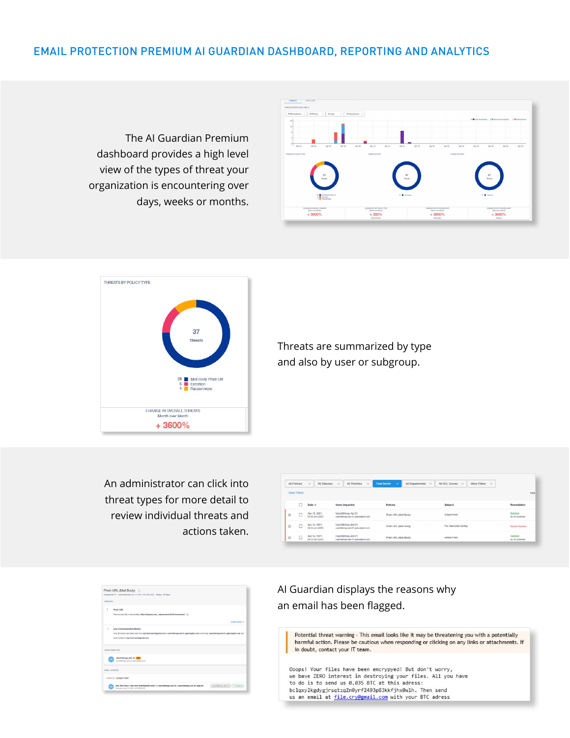# EMAIL PROTECTION PREMIUM AI GUARDIAN DASHBOARD, REPORTING AND ANALYTICS

The AI Guardian Premium dashboard provides a high level view of the types of threat your organization is encountering over days, weeks or months.

THREATS BY POLICY TYPE

37
Threats

28 Mail Body Phish Url
5 Extortion
4 Ransomware

CHANGE IN OVERALL THREATS
Month over Month
+ 3600%

Threats are summarized by type and also by user or subgroup.

An administrator can click into threat types for more detail to review individual threats and actions taken.

AI Guardian displays the reasons why an email has been flagged.

Potential threat warning - This email looks like it may be threatening you with a potentially harmful action. Please be cautious when responding or clicking on any links or attachments. If in doubt, contact your IT team.

```
Ooops! Your files have been encrypyed! But don't worry,
we bave ZERO interest in destroying your files. All you have
to do is to send us 0.035 BTC at this adress:
bc1qxy2kgdygjrsqtzq2n0yrf2493p83kkfjhx0wlh. Then send
us an email at file.cry@gmail.com with your BTC adress
```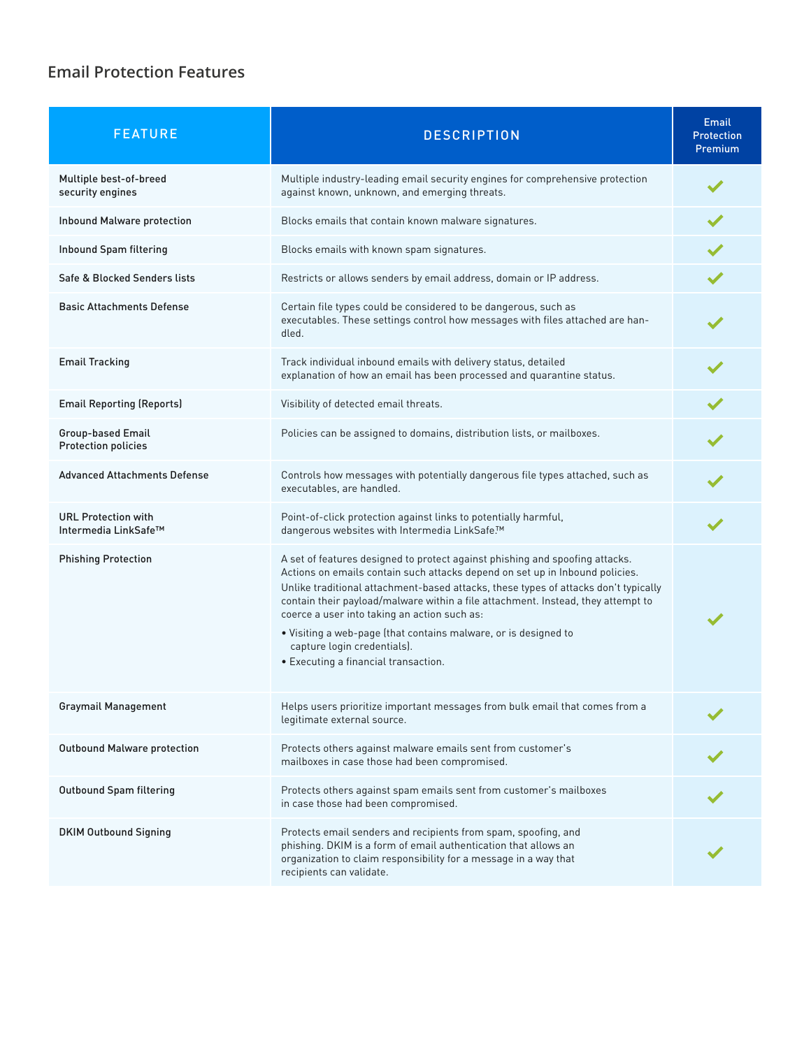## Email Protection Features

| FEATURE | DESCRIPTION | Email Protection Premium |
|---|---|---|
| Multiple best-of-breed security engines | Multiple industry-leading email security engines for comprehensive protection against known, unknown, and emerging threats. | ✔ |
| Inbound Malware protection | Blocks emails that contain known malware signatures. | ✔ |
| Inbound Spam filtering | Blocks emails with known spam signatures. | ✔ |
| Safe & Blocked Senders lists | Restricts or allows senders by email address, domain or IP address. | ✔ |
| Basic Attachments Defense | Certain file types could be considered to be dangerous, such as executables. These settings control how messages with files attached are handled. | ✔ |
| Email Tracking | Track individual inbound emails with delivery status, detailed explanation of how an email has been processed and quarantine status. | ✔ |
| Email Reporting (Reports) | Visibility of detected email threats. | ✔ |
| Group-based Email Protection policies | Policies can be assigned to domains, distribution lists, or mailboxes. | ✔ |
| Advanced Attachments Defense | Controls how messages with potentially dangerous file types attached, such as executables, are handled. | ✔ |
| URL Protection with Intermedia LinkSafe™ | Point-of-click protection against links to potentially harmful, dangerous websites with Intermedia LinkSafe.™ | ✔ |
| Phishing Protection | A set of features designed to protect against phishing and spoofing attacks. Actions on emails contain such attacks depend on set up in Inbound policies. Unlike traditional attachment-based attacks, these types of attacks don't typically contain their payload/malware within a file attachment. Instead, they attempt to coerce a user into taking an action such as: • Visiting a web-page (that contains malware, or is designed to capture login credentials). • Executing a financial transaction. | ✔ |
| Graymail Management | Helps users prioritize important messages from bulk email that comes from a legitimate external source. | ✔ |
| Outbound Malware protection | Protects others against malware emails sent from customer's mailboxes in case those had been compromised. | ✔ |
| Outbound Spam filtering | Protects others against spam emails sent from customer's mailboxes in case those had been compromised. | ✔ |
| DKIM Outbound Signing | Protects email senders and recipients from spam, spoofing, and phishing. DKIM is a form of email authentication that allows an organization to claim responsibility for a message in a way that recipients can validate. | ✔ |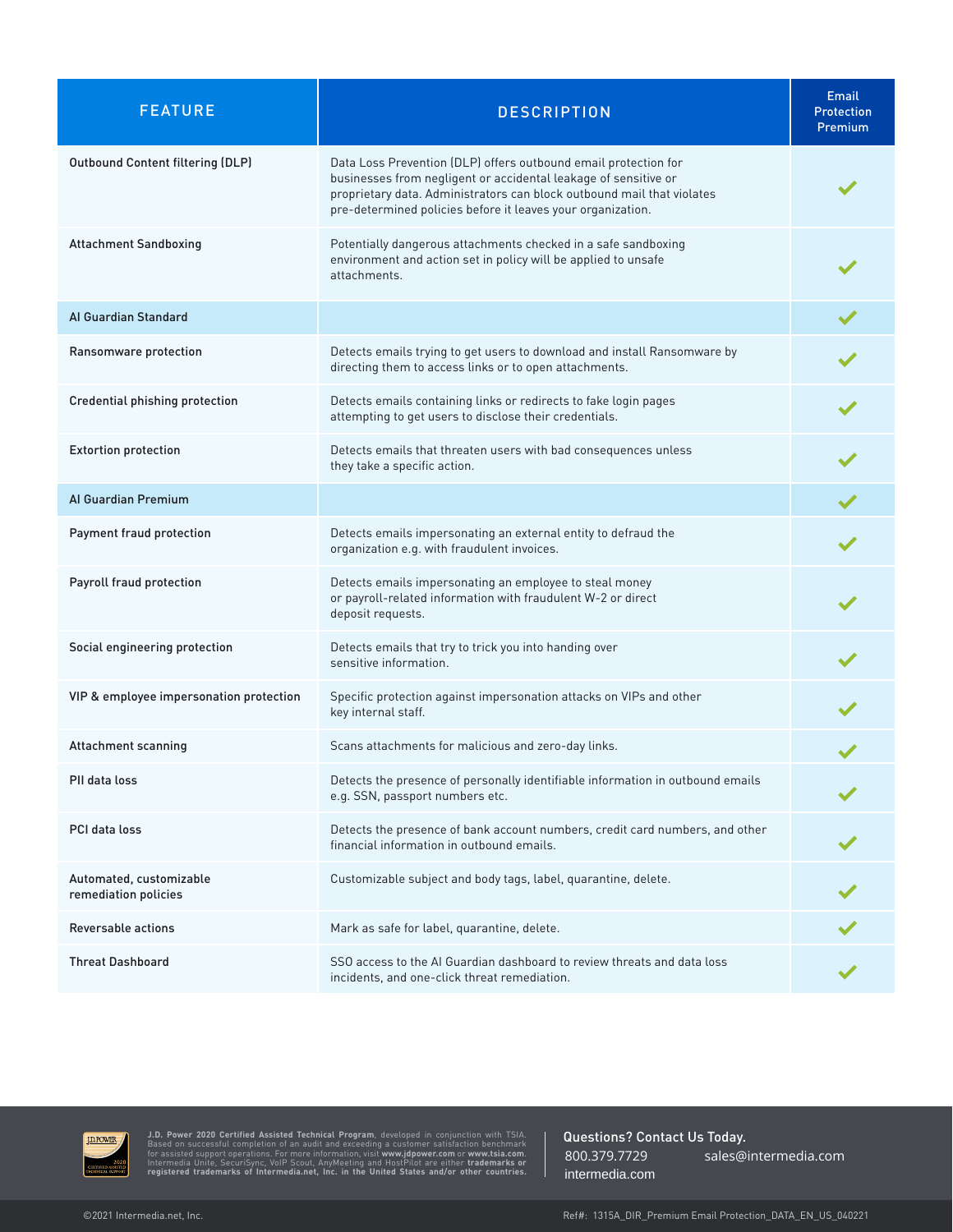| FEATURE | DESCRIPTION | Email Protection Premium |
|---|---|---|
| Outbound Content filtering (DLP) | Data Loss Prevention (DLP) offers outbound email protection for businesses from negligent or accidental leakage of sensitive or proprietary data. Administrators can block outbound mail that violates pre-determined policies before it leaves your organization. | ✔ |
| Attachment Sandboxing | Potentially dangerous attachments checked in a safe sandboxing environment and action set in policy will be applied to unsafe attachments. | ✔ |
| AI Guardian Standard | | ✔ |
| Ransomware protection | Detects emails trying to get users to download and install Ransomware by directing them to access links or to open attachments. | ✔ |
| Credential phishing protection | Detects emails containing links or redirects to fake login pages attempting to get users to disclose their credentials. | ✔ |
| Extortion protection | Detects emails that threaten users with bad consequences unless they take a specific action. | ✔ |
| AI Guardian Premium | | ✔ |
| Payment fraud protection | Detects emails impersonating an external entity to defraud the organization e.g. with fraudulent invoices. | ✔ |
| Payroll fraud protection | Detects emails impersonating an employee to steal money or payroll-related information with fraudulent W-2 or direct deposit requests. | ✔ |
| Social engineering protection | Detects emails that try to trick you into handing over sensitive information. | ✔ |
| VIP & employee impersonation protection | Specific protection against impersonation attacks on VIPs and other key internal staff. | ✔ |
| Attachment scanning | Scans attachments for malicious and zero-day links. | ✔ |
| PII data loss | Detects the presence of personally identifiable information in outbound emails e.g. SSN, passport numbers etc. | ✔ |
| PCI data loss | Detects the presence of bank account numbers, credit card numbers, and other financial information in outbound emails. | ✔ |
| Automated, customizable remediation policies | Customizable subject and body tags, label, quarantine, delete. | ✔ |
| Reversable actions | Mark as safe for label, quarantine, delete. | ✔ |
| Threat Dashboard | SSO access to the AI Guardian dashboard to review threats and data loss incidents, and one-click threat remediation. | ✔ |

**J.D. Power 2020 Certified Assisted Technical Program**, developed in conjunction with TSIA. Based on successful completion of an audit and exceeding a customer satisfaction benchmark for assisted support operations. For more information, visit **www.jdpower.com** or **www.tsia.com**. Intermedia Unite, SecuriSync, VoIP Scout, AnyMeeting and HostPilot are either **trademarks or registered trademarks of Intermedia.net, Inc. in the United States and/or other countries.**

**Questions? Contact Us Today.**

800.379.7729

sales@intermedia.com

intermedia.com

©2021 Intermedia.net, Inc.

Ref#: 1315A_DIR_Premium Email Protection_DATA_EN_US_040221